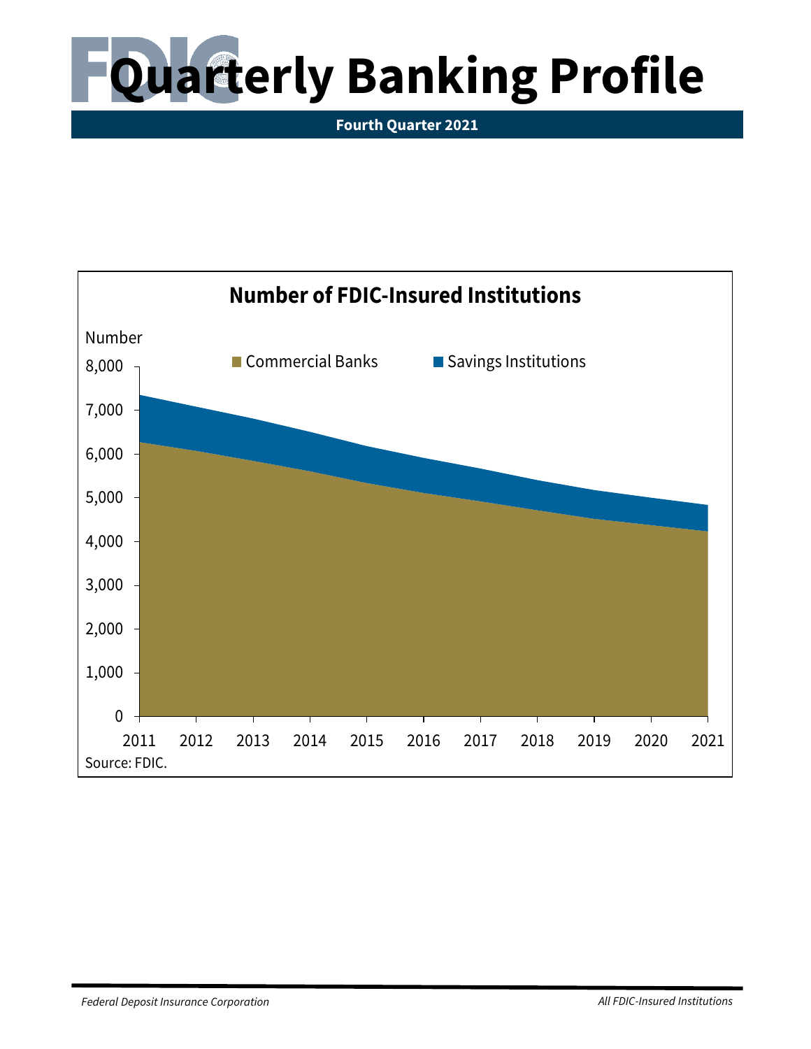# Quarterly Banking Profile

**Fourth Quarter 2021**

**Number of FDIC-Insured Institutions**

Number

Commercial Banks | Savings Institutions

8,000
7,000
6,000
5,000
4,000
3,000
2,000
1,000
0

2011 2012 2013 2014 2015 2016 2017 2018 2019 2020 2021

Source: FDIC.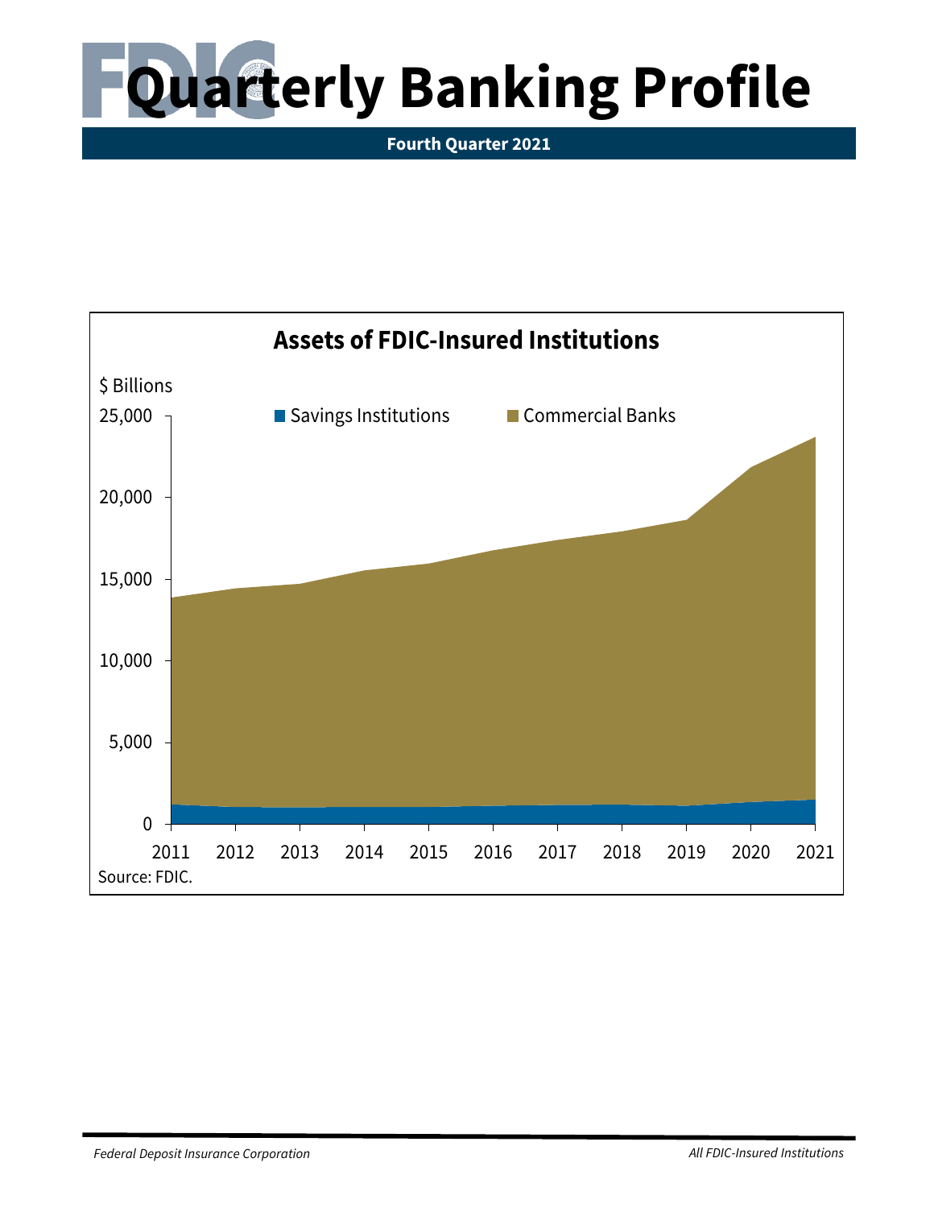# Quarterly Banking Profile

**Fourth Quarter 2021**

## Assets of FDIC-Insured Institutions

$ Billions

Savings Institutions | Commercial Banks

Source: FDIC.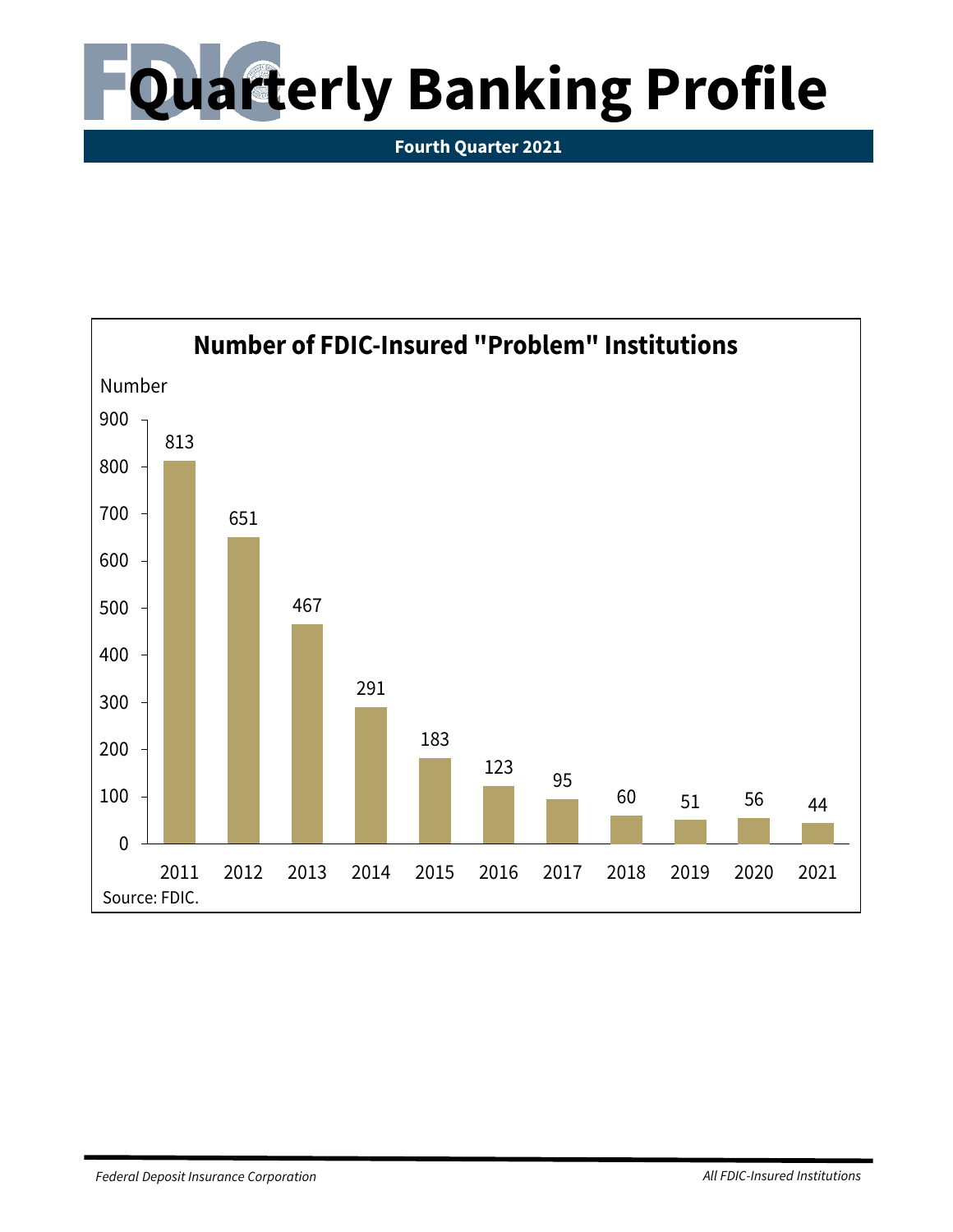# Quarterly Banking Profile

**Fourth Quarter 2021**

## Number of FDIC-Insured "Problem" Institutions

| Year | Number |
|---|---|
| 2011 | 813 |
| 2012 | 651 |
| 2013 | 467 |
| 2014 | 291 |
| 2015 | 183 |
| 2016 | 123 |
| 2017 | 95 |
| 2018 | 60 |
| 2019 | 51 |
| 2020 | 56 |
| 2021 | 44 |

Source: FDIC.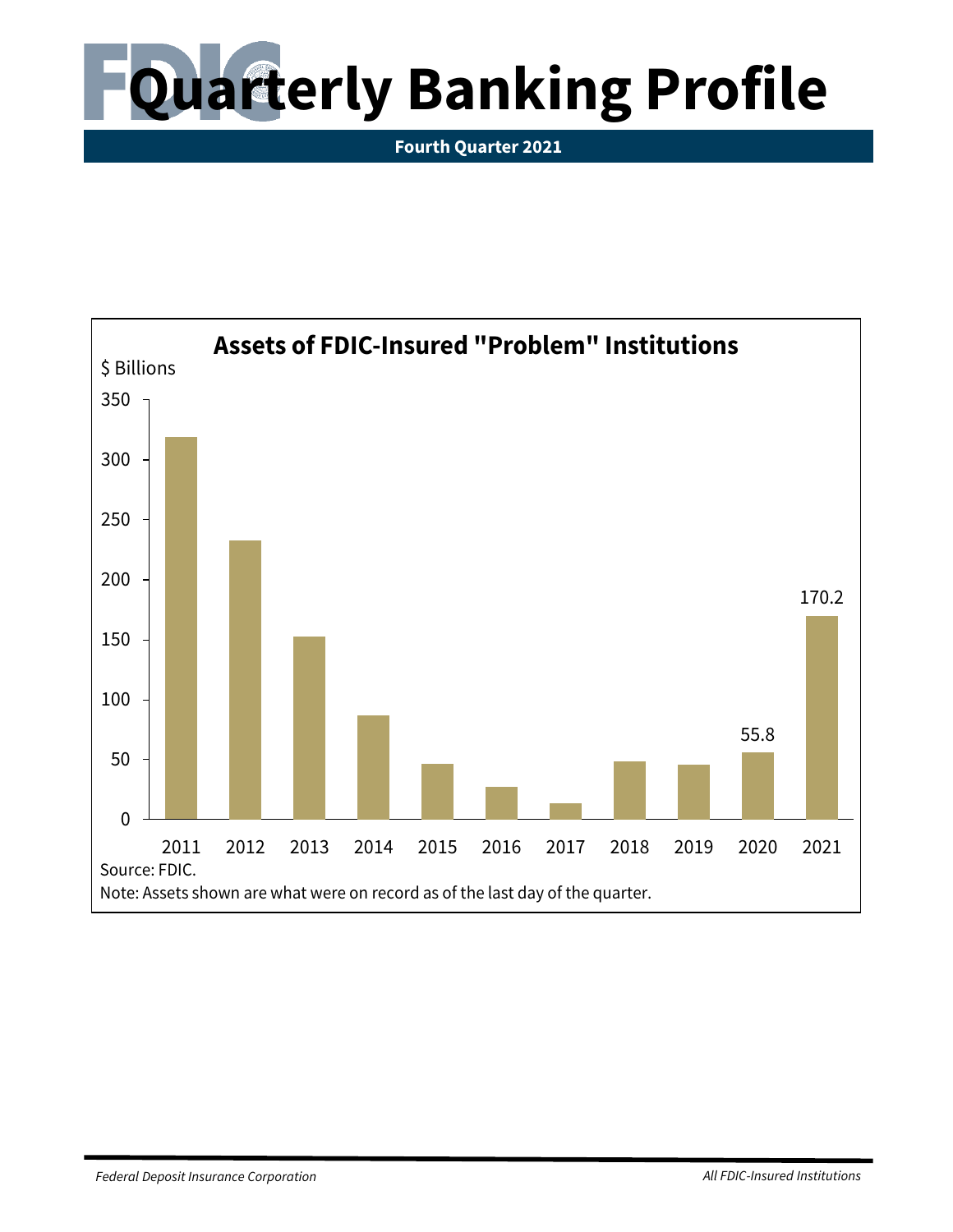# Quarterly Banking Profile

**Fourth Quarter 2021**

**Assets of FDIC-Insured "Problem" Institutions**

$ Billions

| Year | Assets ($ Billions) |
|---|---|
| 2011 | |
| 2012 | |
| 2013 | |
| 2014 | |
| 2015 | |
| 2016 | |
| 2017 | |
| 2018 | |
| 2019 | |
| 2020 | 55.8 |
| 2021 | 170.2 |

Source: FDIC.

Note: Assets shown are what were on record as of the last day of the quarter.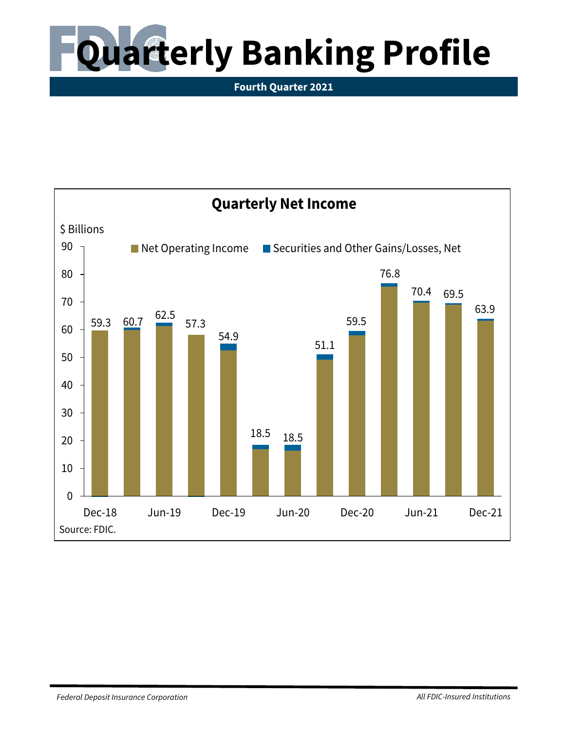# Quarterly Banking Profile

**Fourth Quarter 2021**

## Quarterly Net Income

$ Billions

Net Operating Income | Securities and Other Gains/Losses, Net

| Quarter | Net Income ($ Billions) |
|---|---|
| Dec-18 | 59.3 |
| Mar-19 | 60.7 |
| Jun-19 | 62.5 |
| Sep-19 | 57.3 |
| Dec-19 | 54.9 |
| Mar-20 | 18.5 |
| Jun-20 | 18.5 |
| Sep-20 | 51.1 |
| Dec-20 | 59.5 |
| Mar-21 | 76.8 |
| Jun-21 | 70.4 |
| Sep-21 | 69.5 |
| Dec-21 | 63.9 |

Source: FDIC.

*Federal Deposit Insurance Corporation* | *All FDIC-Insured Institutions*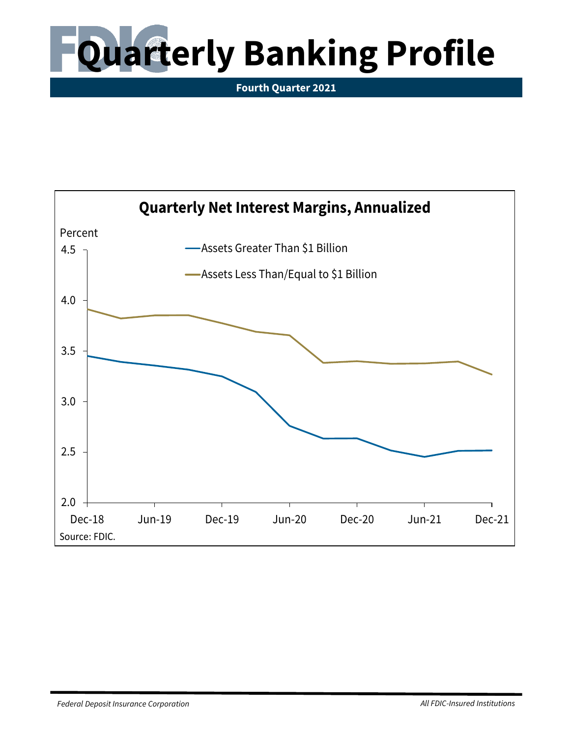# Quarterly Banking Profile

**Fourth Quarter 2021**

## Quarterly Net Interest Margins, Annualized

Percent

- Assets Greater Than $1 Billion
- Assets Less Than/Equal to $1 Billion

4.5
4.0
3.5
3.0
2.5
2.0

Dec-18 | Jun-19 | Dec-19 | Jun-20 | Dec-20 | Jun-21 | Dec-21

Source: FDIC.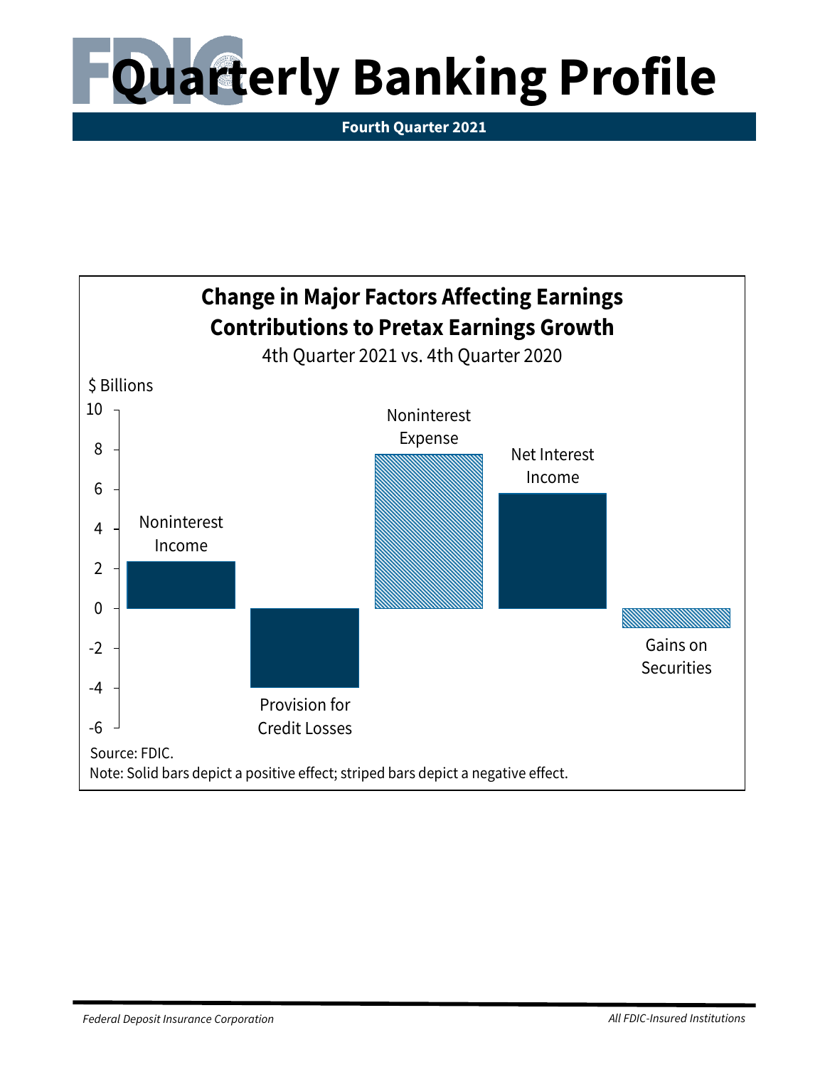# Quarterly Banking Profile

**Fourth Quarter 2021**

## Change in Major Factors Affecting Earnings Contributions to Pretax Earnings Growth

4th Quarter 2021 vs. 4th Quarter 2020

$ Billions

| Factor | Value ($ Billions, approx.) |
|---|---|
| Noninterest Income | 2.4 |
| Provision for Credit Losses | -4.0 |
| Noninterest Expense | 7.8 |
| Net Interest Income | 5.8 |
| Gains on Securities | -1.0 |

Source: FDIC.

Note: Solid bars depict a positive effect; striped bars depict a negative effect.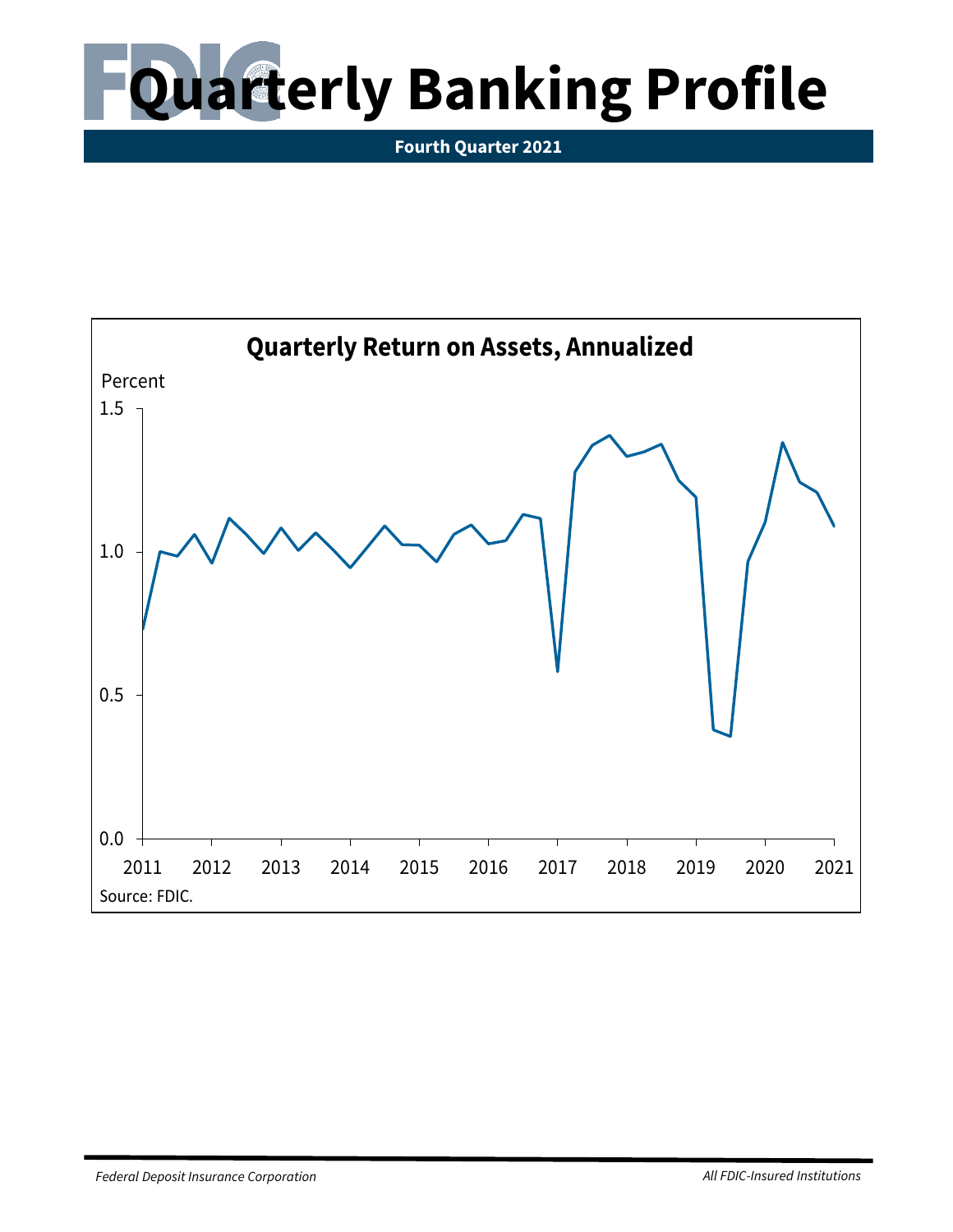# Quarterly Banking Profile

**Fourth Quarter 2021**

## Quarterly Return on Assets, Annualized

Percent

1.5

1.0

0.5

0.0

2011 2012 2013 2014 2015 2016 2017 2018 2019 2020 2021

Source: FDIC.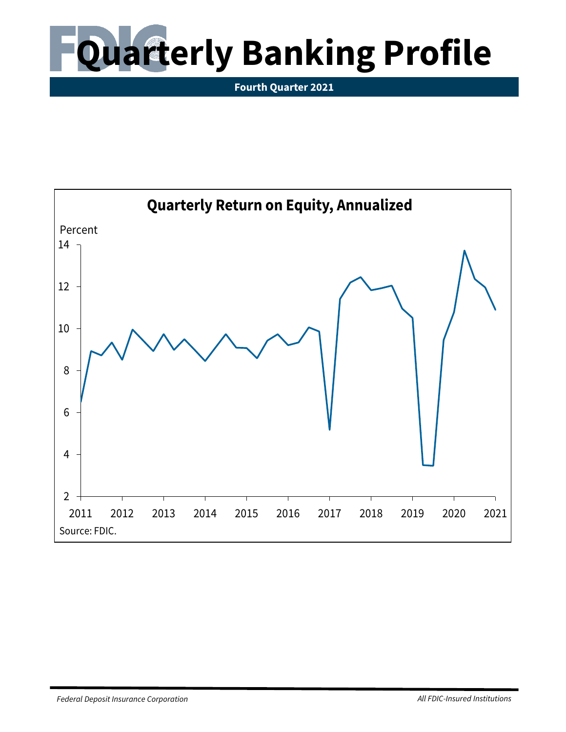# Quarterly Banking Profile

**Fourth Quarter 2021**

## Quarterly Return on Equity, Annualized

Percent

14

12

10

8

6

4

2

2011 2012 2013 2014 2015 2016 2017 2018 2019 2020 2021

Source: FDIC.

*Federal Deposit Insurance Corporation*

*All FDIC-Insured Institutions*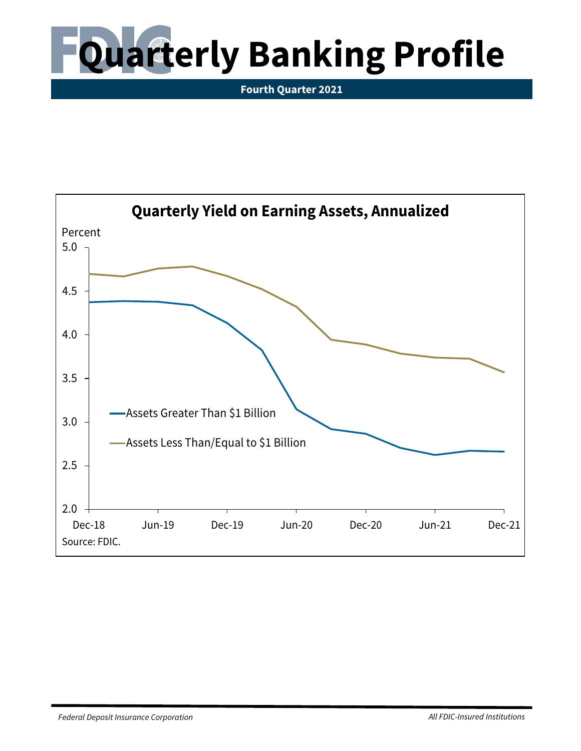# Quarterly Banking Profile

**Fourth Quarter 2021**

## Quarterly Yield on Earning Assets, Annualized

Percent

- Assets Greater Than $1 Billion
- Assets Less Than/Equal to $1 Billion

Source: FDIC.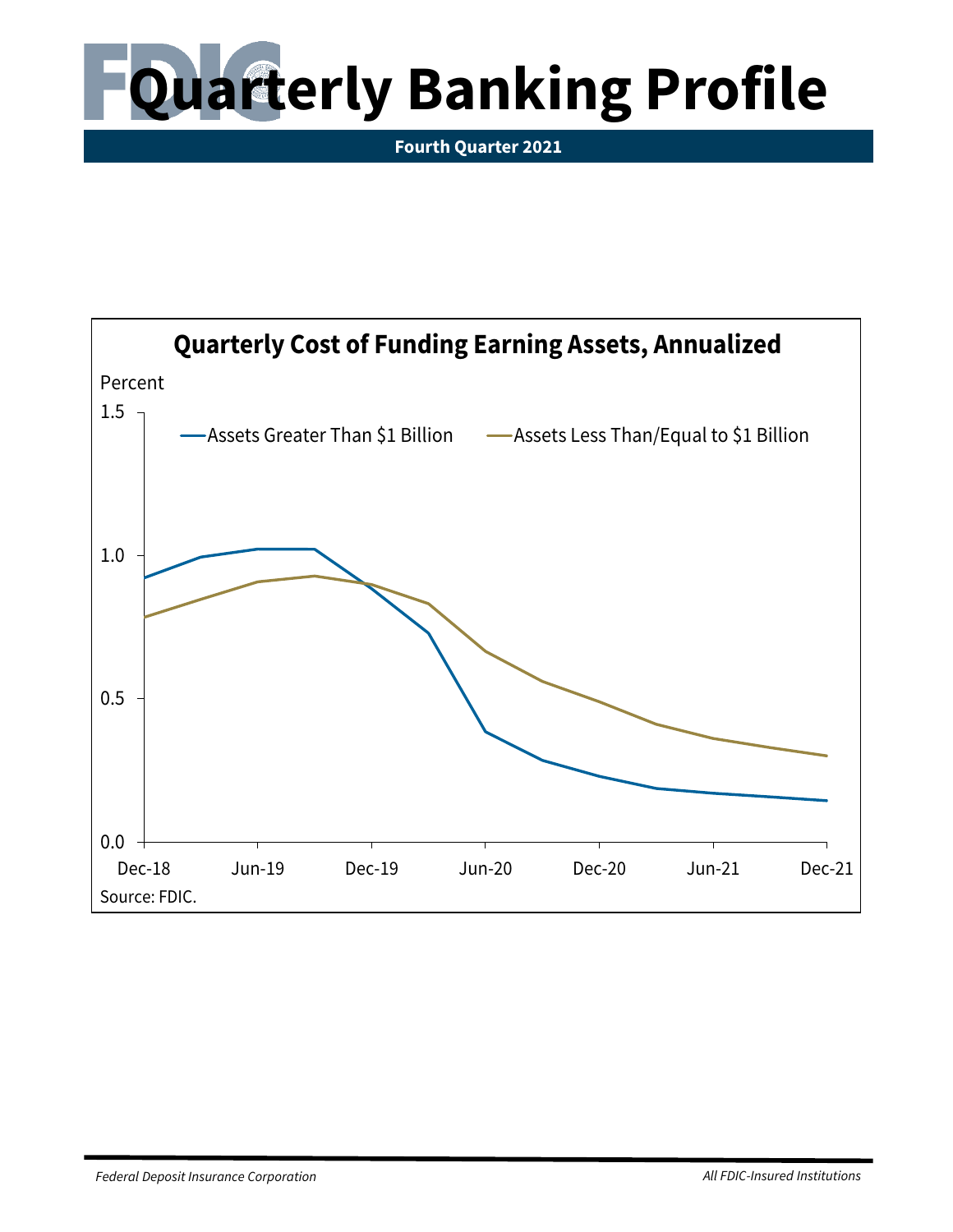# Quarterly Banking Profile

**Fourth Quarter 2021**

## Quarterly Cost of Funding Earning Assets, Annualized

Percent

Assets Greater Than $1 Billion — Assets Less Than/Equal to $1 Billion

1.5
1.0
0.5
0.0

Dec-18 Jun-19 Dec-19 Jun-20 Dec-20 Jun-21 Dec-21

Source: FDIC.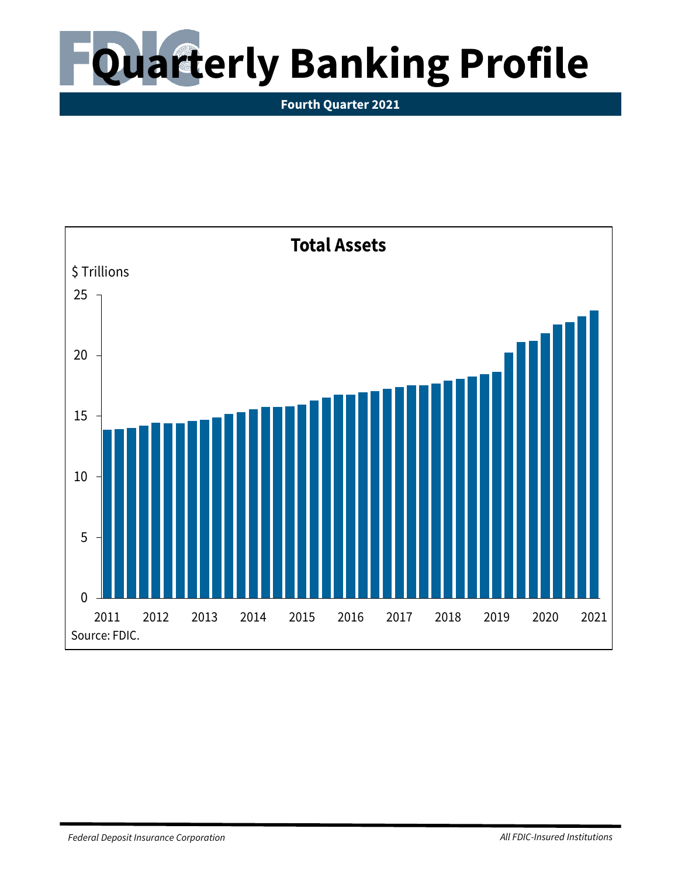# Quarterly Banking Profile

**Fourth Quarter 2021**

## Total Assets

$ Trillions

| Year | 2011 | 2012 | 2013 | 2014 | 2015 | 2016 | 2017 | 2018 | 2019 | 2020 | 2021 |
|---|---|---|---|---|---|---|---|---|---|---|---|

Source: FDIC.

*Federal Deposit Insurance Corporation* *All FDIC-Insured Institutions*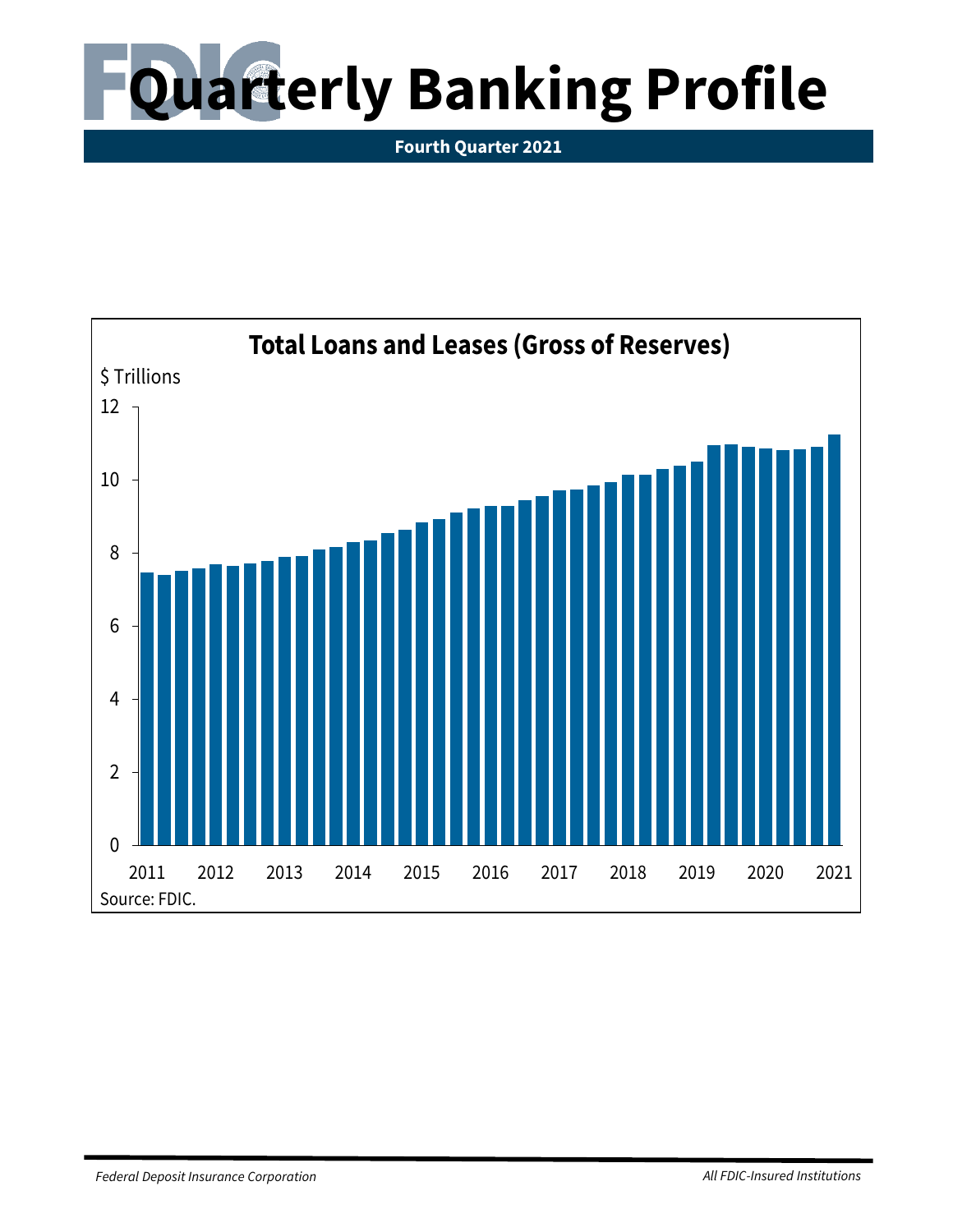# Quarterly Banking Profile

**Fourth Quarter 2021**

## Total Loans and Leases (Gross of Reserves)

$ Trillions

12
10
8
6
4
2
0

2011 2012 2013 2014 2015 2016 2017 2018 2019 2020 2021

Source: FDIC.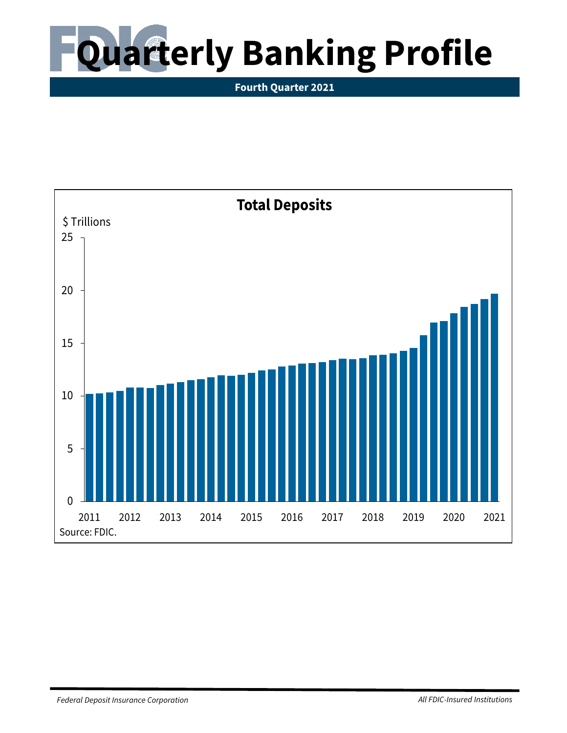# Quarterly Banking Profile

**Fourth Quarter 2021**

## Total Deposits

$ Trillions

25

20

15

10

5

0

2011 2012 2013 2014 2015 2016 2017 2018 2019 2020 2021

Source: FDIC.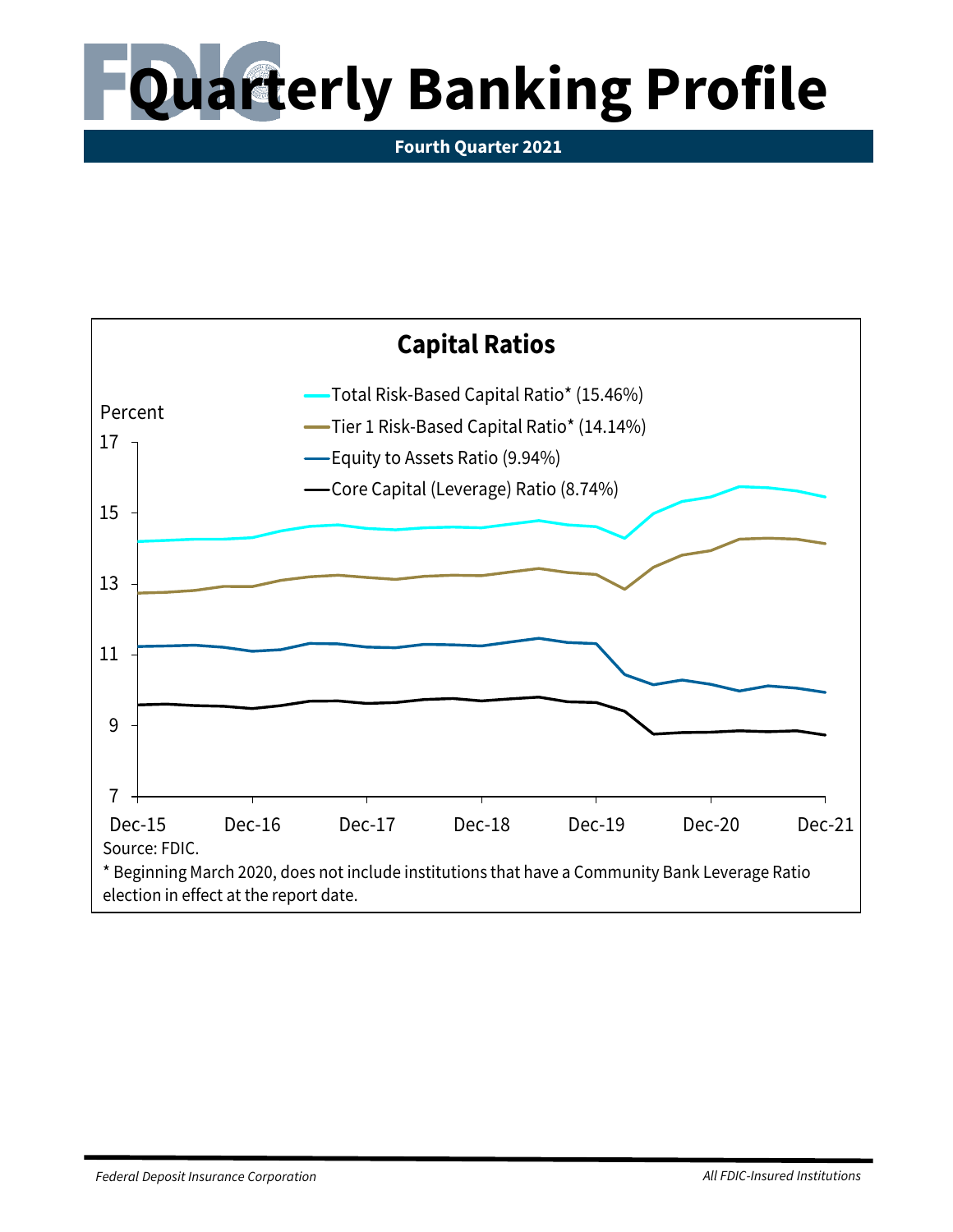# Quarterly Banking Profile

**Fourth Quarter 2021**

## Capital Ratios

Percent

- Total Risk-Based Capital Ratio* (15.46%)
- Tier 1 Risk-Based Capital Ratio* (14.14%)
- Equity to Assets Ratio (9.94%)
- Core Capital (Leverage) Ratio (8.74%)

Source: FDIC.

* Beginning March 2020, does not include institutions that have a Community Bank Leverage Ratio election in effect at the report date.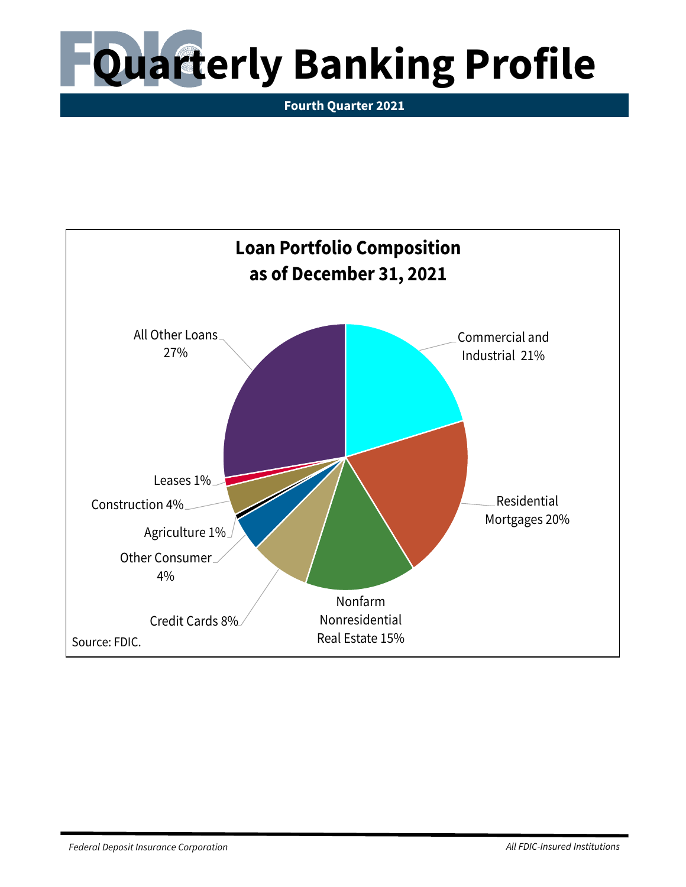# Quarterly Banking Profile

**Fourth Quarter 2021**

## Loan Portfolio Composition as of December 31, 2021

| Category | Share |
| --- | --- |
| Commercial and Industrial | 21% |
| Residential Mortgages | 20% |
| Nonfarm Nonresidential Real Estate | 15% |
| Credit Cards | 8% |
| Other Consumer | 4% |
| Agriculture | 1% |
| Construction | 4% |
| Leases | 1% |
| All Other Loans | 27% |

Source: FDIC.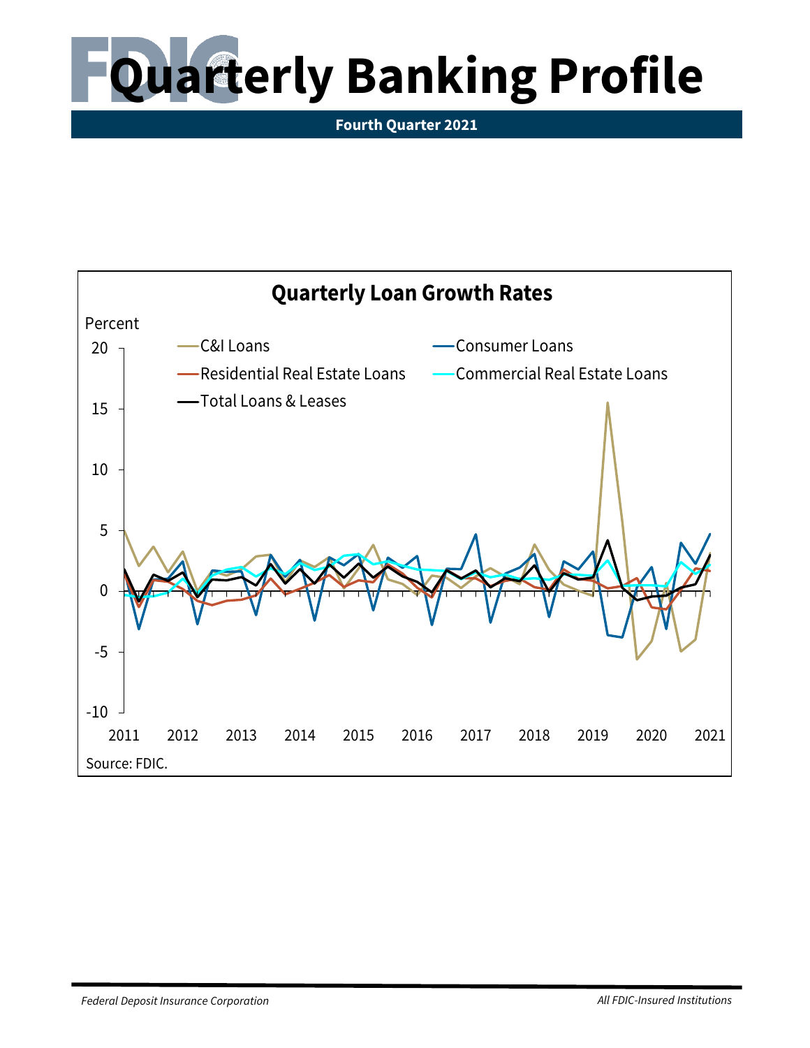# Quarterly Banking Profile

**Fourth Quarter 2021**

## Quarterly Loan Growth Rates

Percent

- C&I Loans
- Consumer Loans
- Residential Real Estate Loans
- Commercial Real Estate Loans
- Total Loans & Leases

Source: FDIC.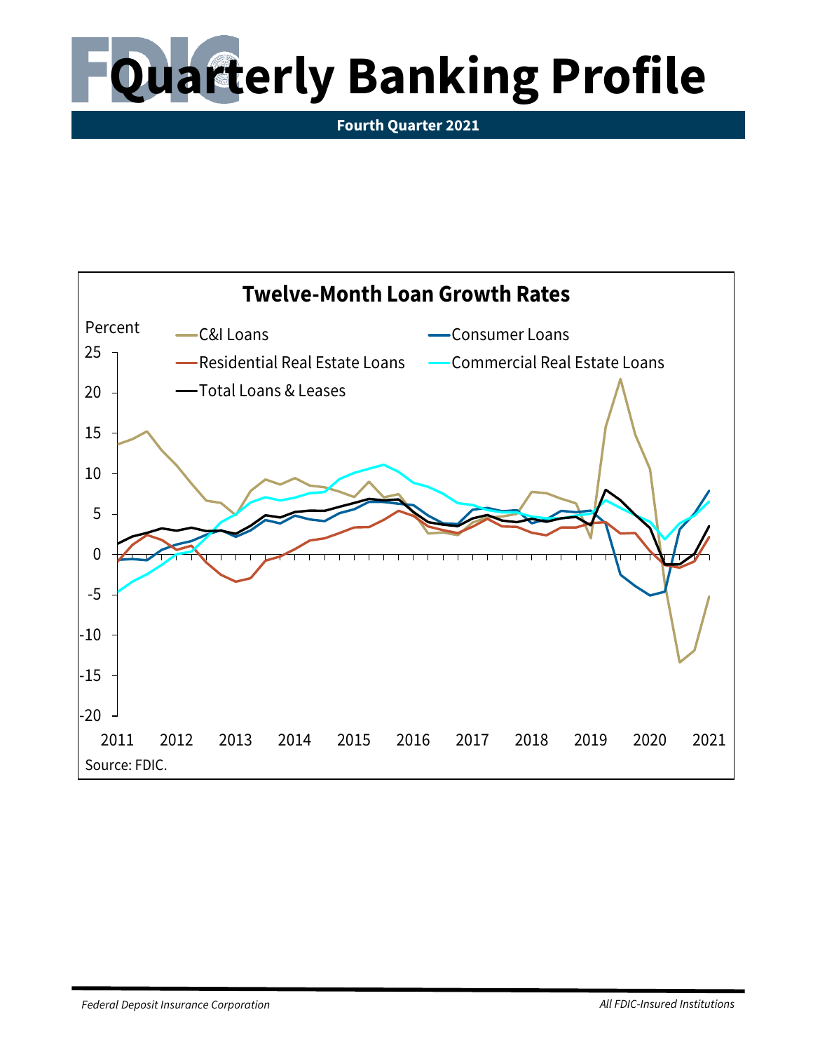# Quarterly Banking Profile

**Fourth Quarter 2021**

**Twelve-Month Loan Growth Rates**

Percent

C&I Loans
Consumer Loans
Residential Real Estate Loans
Commercial Real Estate Loans
Total Loans & Leases

25
20
15
10
5
0
-5
-10
-15
-20

2011 2012 2013 2014 2015 2016 2017 2018 2019 2020 2021

Source: FDIC.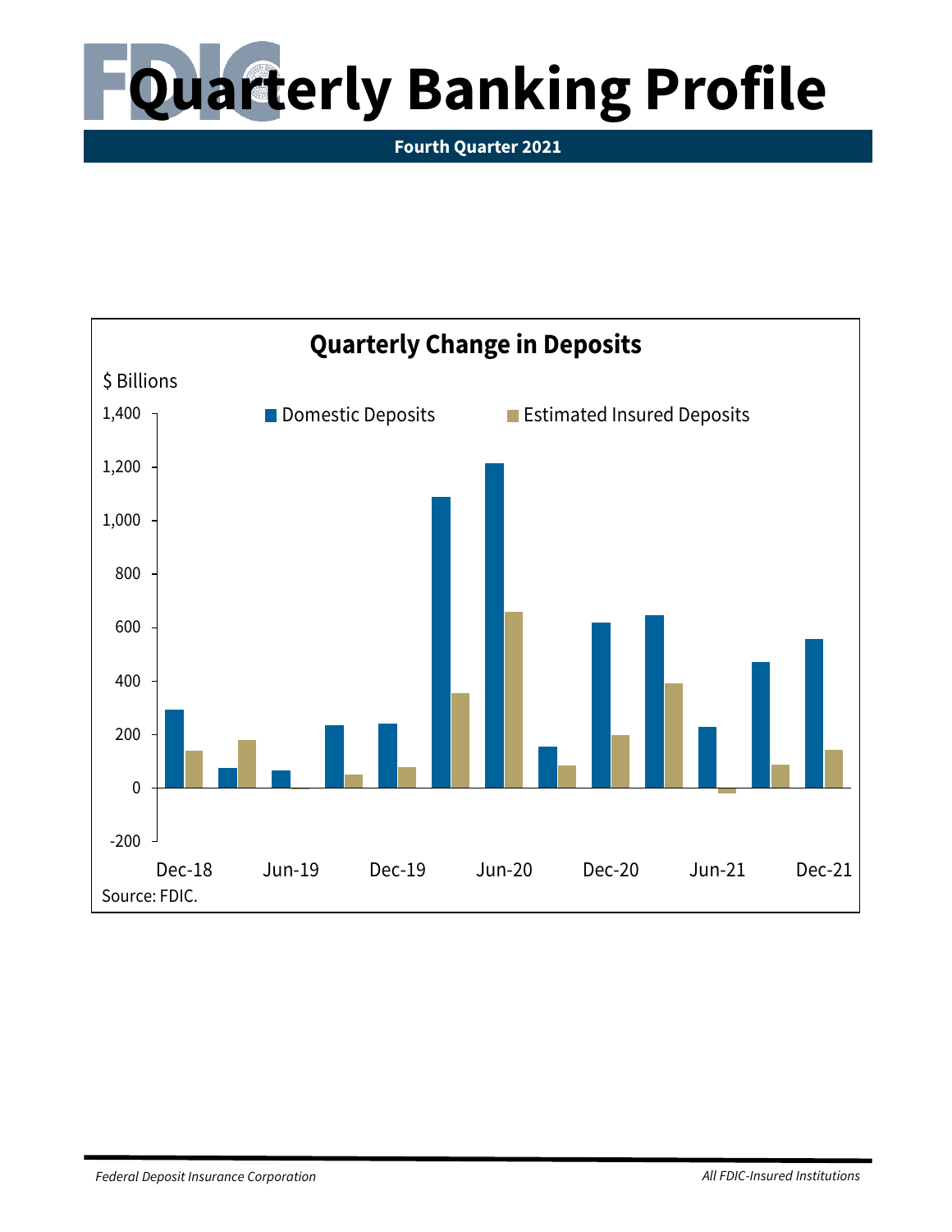# Quarterly Banking Profile

**Fourth Quarter 2021**

## Quarterly Change in Deposits

$ Billions

Domestic Deposits | Estimated Insured Deposits

Dec-18 · Jun-19 · Dec-19 · Jun-20 · Dec-20 · Jun-21 · Dec-21

Source: FDIC.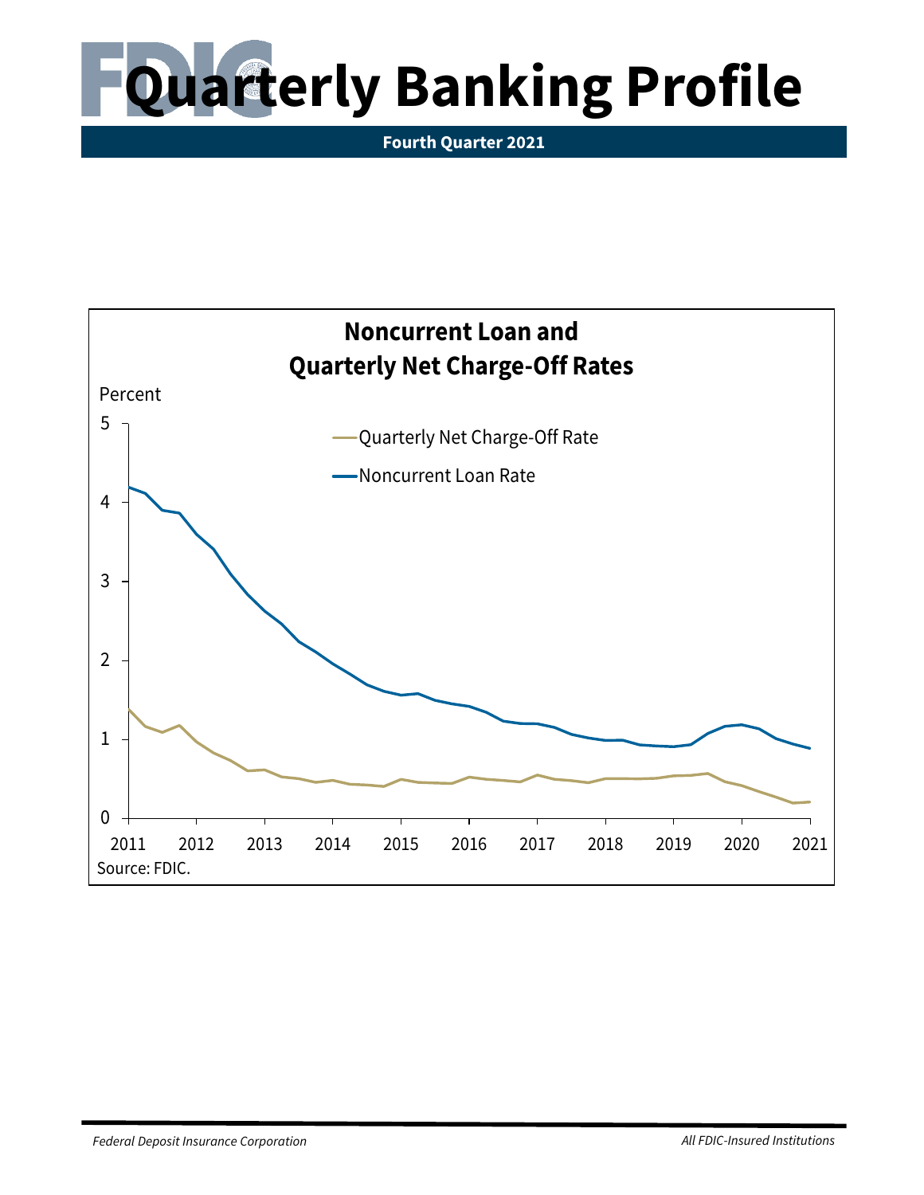# Quarterly Banking Profile

**Fourth Quarter 2021**

## Noncurrent Loan and Quarterly Net Charge-Off Rates

Percent

Quarterly Net Charge-Off Rate

Noncurrent Loan Rate

0 1 2 3 4 5

2011 2012 2013 2014 2015 2016 2017 2018 2019 2020 2021

Source: FDIC.

*Federal Deposit Insurance Corporation* *All FDIC-Insured Institutions*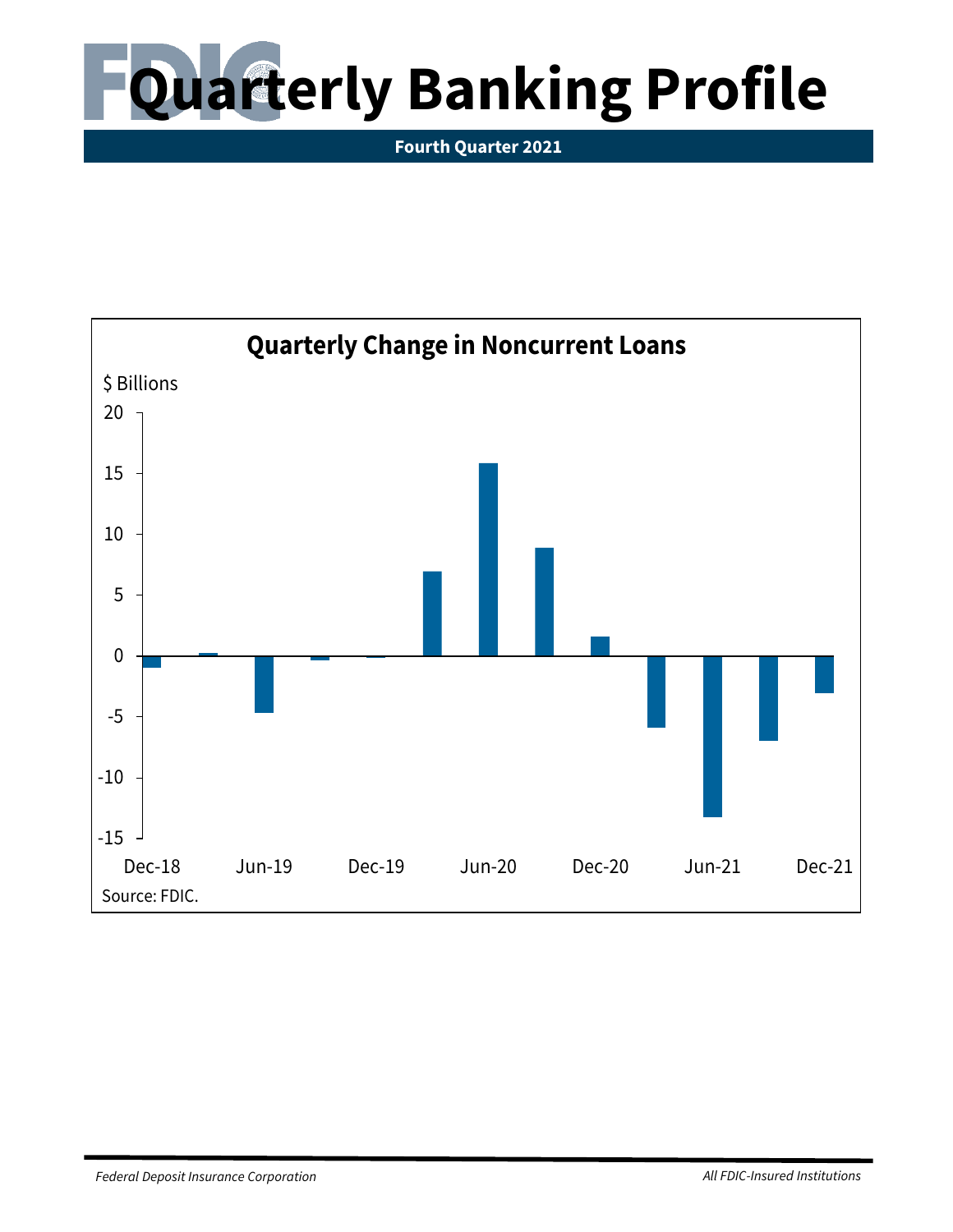# Quarterly Banking Profile

**Fourth Quarter 2021**

## Quarterly Change in Noncurrent Loans

$ Billions

20

15

10

5

0

-5

-10

-15

Dec-18 Jun-19 Dec-19 Jun-20 Dec-20 Jun-21 Dec-21

Source: FDIC.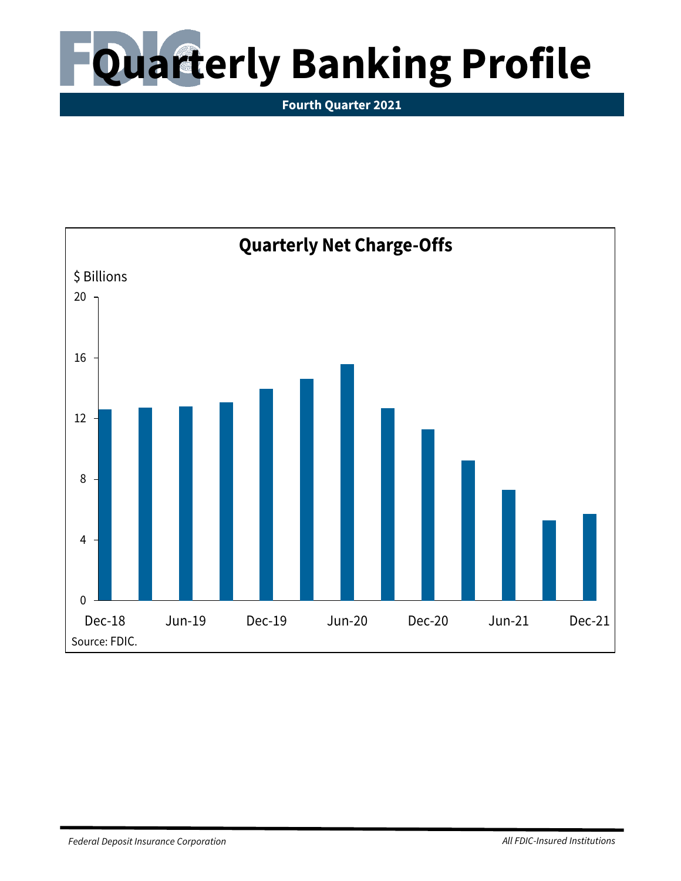# Quarterly Banking Profile

**Fourth Quarter 2021**

**Quarterly Net Charge-Offs**

$ Billions

20
16
12
8
4
0

Dec-18 Jun-19 Dec-19 Jun-20 Dec-20 Jun-21 Dec-21

Source: FDIC.

*Federal Deposit Insurance Corporation* *All FDIC-Insured Institutions*